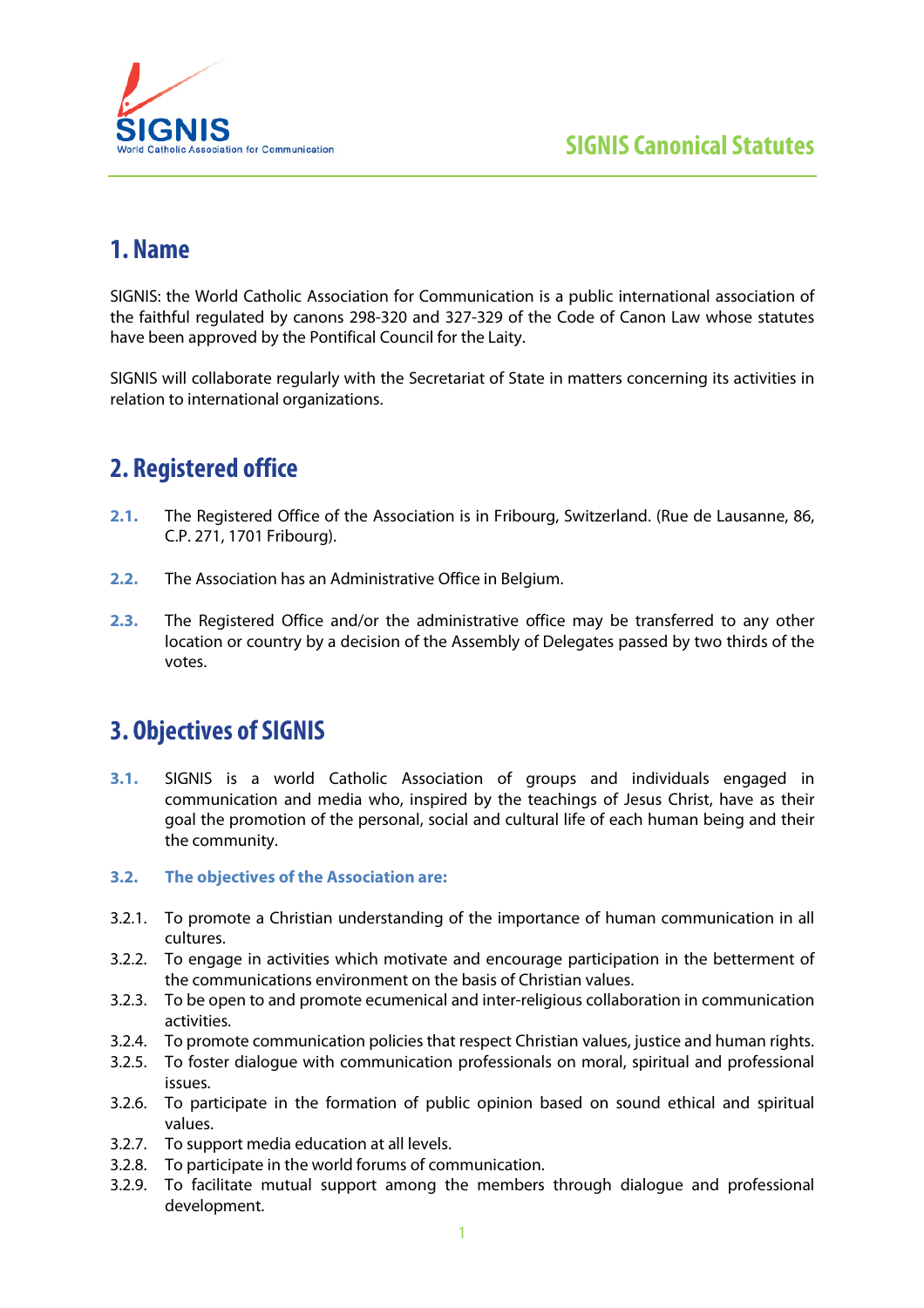# SIGNIS Canonical Statutes

## 1. Name

SIGNIS: the World Catholic Association for Communication is a public international association of the faithful regulated by canons 298-320 and 327-329 of the Code of Canon Law whose statutes have been approved by the Pontifical Council for the Laity.

SIGNIS will collaborate regularly with the Secretariat of State in matters concerning its activities in relation to international organizations.

## 2. Registered office

**2.1.** The Registered Office of the Association is in Fribourg, Switzerland. (Rue de Lausanne, 86, C.P. 271, 1701 Fribourg).

**2.2.** The Association has an Administrative Office in Belgium.

**2.3.** The Registered Office and/or the administrative office may be transferred to any other location or country by a decision of the Assembly of Delegates passed by two thirds of the votes.

## 3. Objectives of SIGNIS

**3.1.** SIGNIS is a world Catholic Association of groups and individuals engaged in communication and media who, inspired by the teachings of Jesus Christ, have as their goal the promotion of the personal, social and cultural life of each human being and their the community.

**3.2. The objectives of the Association are:**

3.2.1. To promote a Christian understanding of the importance of human communication in all cultures.
3.2.2. To engage in activities which motivate and encourage participation in the betterment of the communications environment on the basis of Christian values.
3.2.3. To be open to and promote ecumenical and inter-religious collaboration in communication activities.
3.2.4. To promote communication policies that respect Christian values, justice and human rights.
3.2.5. To foster dialogue with communication professionals on moral, spiritual and professional issues.
3.2.6. To participate in the formation of public opinion based on sound ethical and spiritual values.
3.2.7. To support media education at all levels.
3.2.8. To participate in the world forums of communication.
3.2.9. To facilitate mutual support among the members through dialogue and professional development.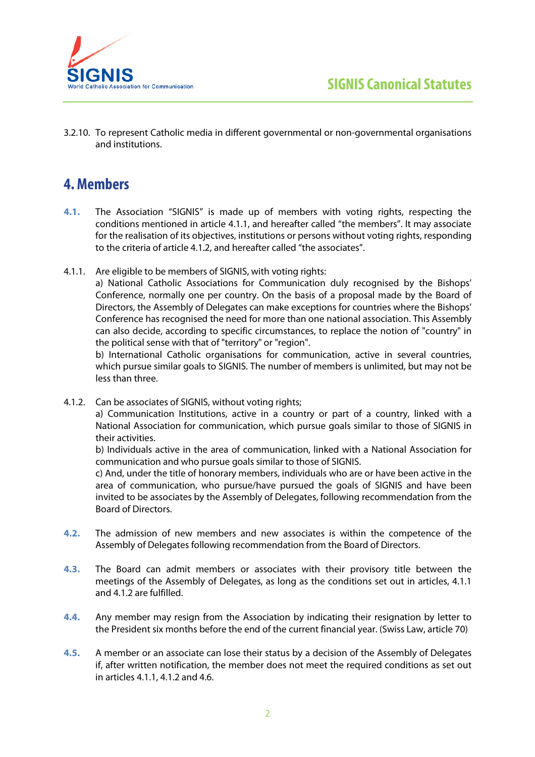3.2.10. To represent Catholic media in different governmental or non-governmental organisations and institutions.

## 4. Members

**4.1.** The Association “SIGNIS” is made up of members with voting rights, respecting the conditions mentioned in article 4.1.1, and hereafter called “the members”. It may associate for the realisation of its objectives, institutions or persons without voting rights, responding to the criteria of article 4.1.2, and hereafter called “the associates”.

4.1.1. Are eligible to be members of SIGNIS, with voting rights:

a) National Catholic Associations for Communication duly recognised by the Bishops' Conference, normally one per country. On the basis of a proposal made by the Board of Directors, the Assembly of Delegates can make exceptions for countries where the Bishops' Conference has recognised the need for more than one national association. This Assembly can also decide, according to specific circumstances, to replace the notion of "country" in the political sense with that of "territory" or "region".

b) International Catholic organisations for communication, active in several countries, which pursue similar goals to SIGNIS. The number of members is unlimited, but may not be less than three.

4.1.2. Can be associates of SIGNIS, without voting rights;

a) Communication Institutions, active in a country or part of a country, linked with a National Association for communication, which pursue goals similar to those of SIGNIS in their activities.

b) Individuals active in the area of communication, linked with a National Association for communication and who pursue goals similar to those of SIGNIS.

c) And, under the title of honorary members, individuals who are or have been active in the area of communication, who pursue/have pursued the goals of SIGNIS and have been invited to be associates by the Assembly of Delegates, following recommendation from the Board of Directors.

**4.2.** The admission of new members and new associates is within the competence of the Assembly of Delegates following recommendation from the Board of Directors.

**4.3.** The Board can admit members or associates with their provisory title between the meetings of the Assembly of Delegates, as long as the conditions set out in articles, 4.1.1 and 4.1.2 are fulfilled.

**4.4.** Any member may resign from the Association by indicating their resignation by letter to the President six months before the end of the current financial year. (Swiss Law, article 70)

**4.5.** A member or an associate can lose their status by a decision of the Assembly of Delegates if, after written notification, the member does not meet the required conditions as set out in articles 4.1.1, 4.1.2 and 4.6.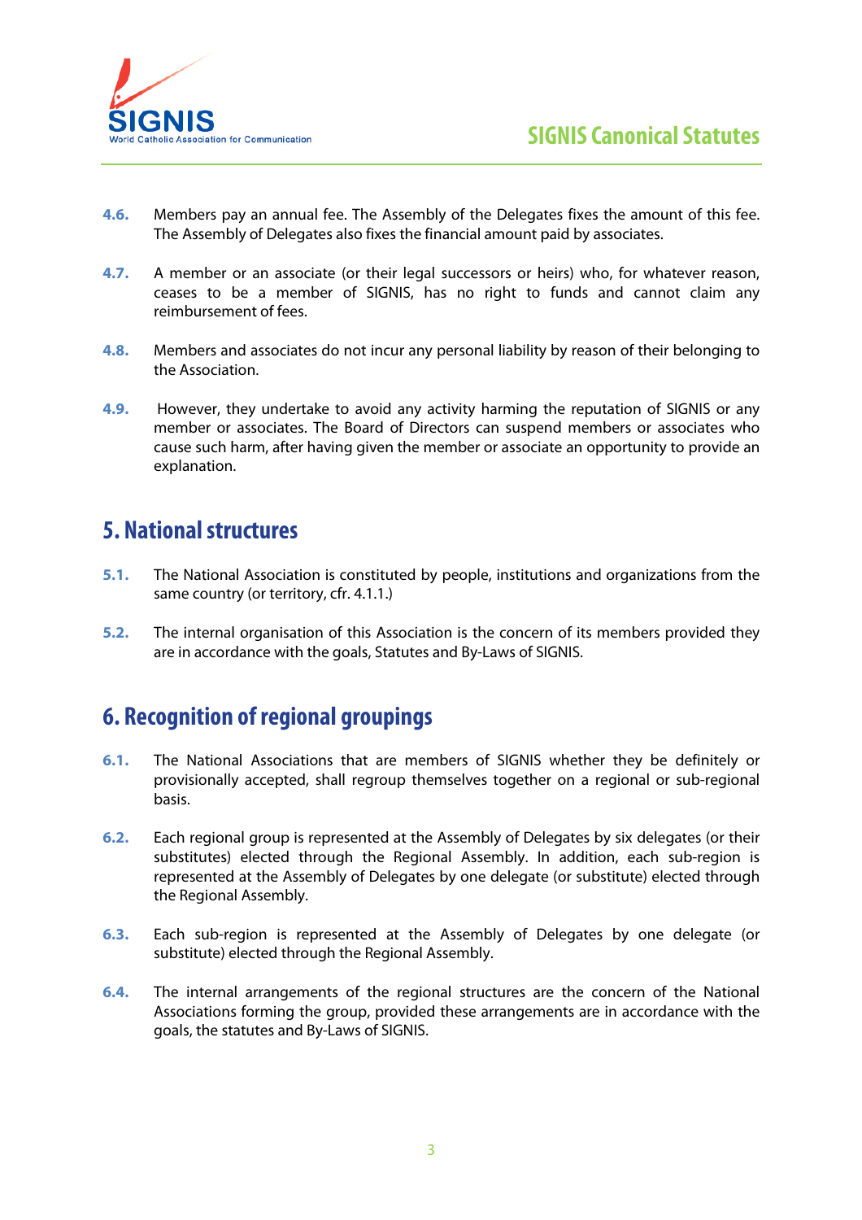**4.6.** Members pay an annual fee. The Assembly of the Delegates fixes the amount of this fee. The Assembly of Delegates also fixes the financial amount paid by associates.

**4.7.** A member or an associate (or their legal successors or heirs) who, for whatever reason, ceases to be a member of SIGNIS, has no right to funds and cannot claim any reimbursement of fees.

**4.8.** Members and associates do not incur any personal liability by reason of their belonging to the Association.

**4.9.** However, they undertake to avoid any activity harming the reputation of SIGNIS or any member or associates. The Board of Directors can suspend members or associates who cause such harm, after having given the member or associate an opportunity to provide an explanation.

## 5. National structures

**5.1.** The National Association is constituted by people, institutions and organizations from the same country (or territory, cfr. 4.1.1.)

**5.2.** The internal organisation of this Association is the concern of its members provided they are in accordance with the goals, Statutes and By-Laws of SIGNIS.

## 6. Recognition of regional groupings

**6.1.** The National Associations that are members of SIGNIS whether they be definitely or provisionally accepted, shall regroup themselves together on a regional or sub-regional basis.

**6.2.** Each regional group is represented at the Assembly of Delegates by six delegates (or their substitutes) elected through the Regional Assembly. In addition, each sub-region is represented at the Assembly of Delegates by one delegate (or substitute) elected through the Regional Assembly.

**6.3.** Each sub-region is represented at the Assembly of Delegates by one delegate (or substitute) elected through the Regional Assembly.

**6.4.** The internal arrangements of the regional structures are the concern of the National Associations forming the group, provided these arrangements are in accordance with the goals, the statutes and By-Laws of SIGNIS.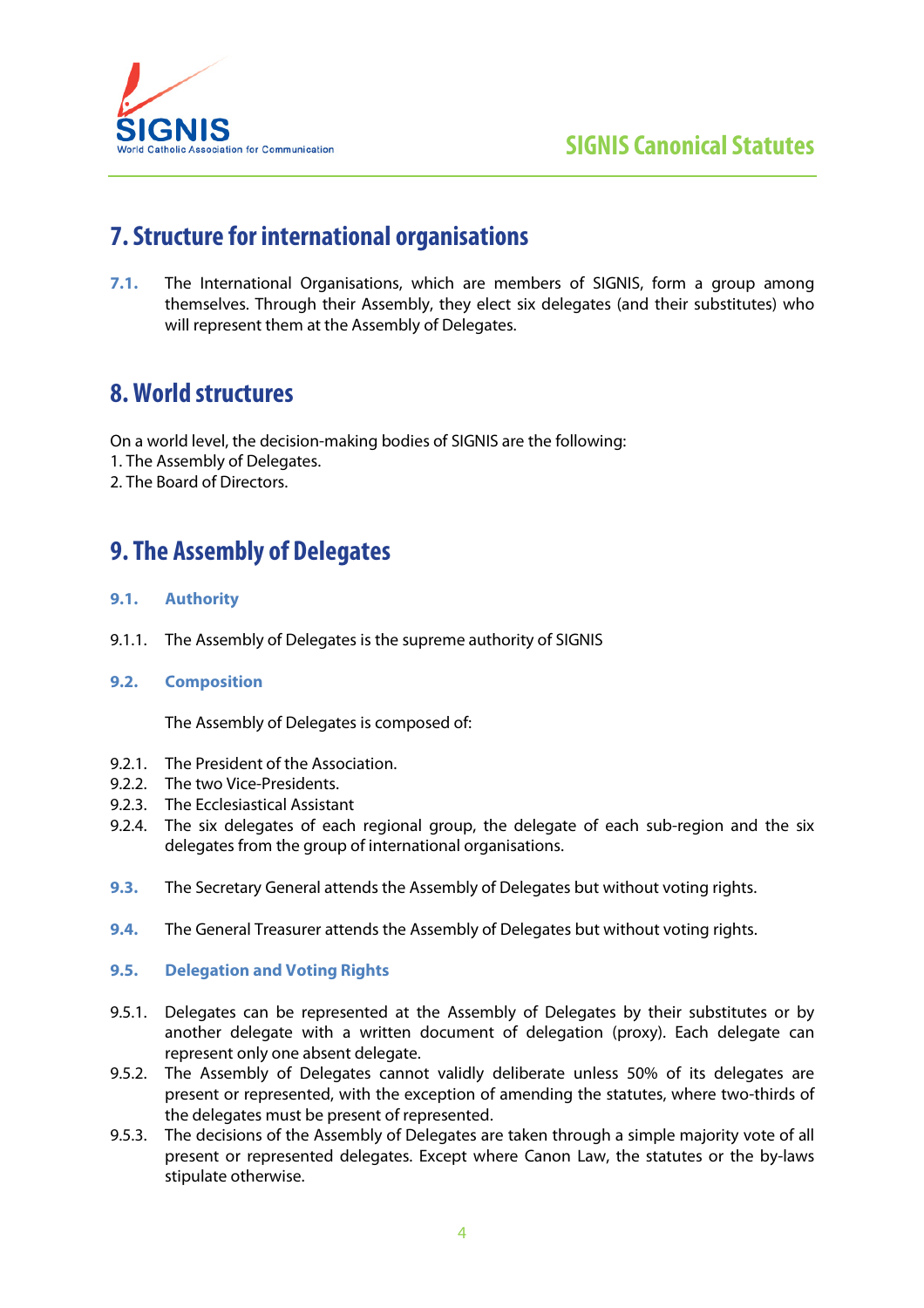# 7. Structure for international organisations

**7.1.** The International Organisations, which are members of SIGNIS, form a group among themselves. Through their Assembly, they elect six delegates (and their substitutes) who will represent them at the Assembly of Delegates.

# 8. World structures

On a world level, the decision-making bodies of SIGNIS are the following:
1. The Assembly of Delegates.
2. The Board of Directors.

# 9. The Assembly of Delegates

### 9.1. Authority

9.1.1. The Assembly of Delegates is the supreme authority of SIGNIS

### 9.2. Composition

The Assembly of Delegates is composed of:

9.2.1. The President of the Association.
9.2.2. The two Vice-Presidents.
9.2.3. The Ecclesiastical Assistant
9.2.4. The six delegates of each regional group, the delegate of each sub-region and the six delegates from the group of international organisations.

**9.3.** The Secretary General attends the Assembly of Delegates but without voting rights.

**9.4.** The General Treasurer attends the Assembly of Delegates but without voting rights.

### 9.5. Delegation and Voting Rights

9.5.1. Delegates can be represented at the Assembly of Delegates by their substitutes or by another delegate with a written document of delegation (proxy). Each delegate can represent only one absent delegate.
9.5.2. The Assembly of Delegates cannot validly deliberate unless 50% of its delegates are present or represented, with the exception of amending the statutes, where two-thirds of the delegates must be present of represented.
9.5.3. The decisions of the Assembly of Delegates are taken through a simple majority vote of all present or represented delegates. Except where Canon Law, the statutes or the by-laws stipulate otherwise.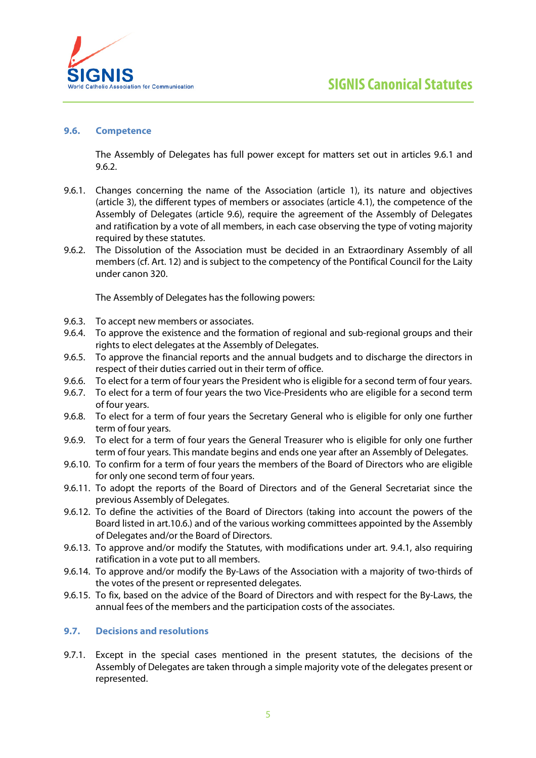### 9.6. Competence

The Assembly of Delegates has full power except for matters set out in articles 9.6.1 and 9.6.2.

9.6.1. Changes concerning the name of the Association (article 1), its nature and objectives (article 3), the different types of members or associates (article 4.1), the competence of the Assembly of Delegates (article 9.6), require the agreement of the Assembly of Delegates and ratification by a vote of all members, in each case observing the type of voting majority required by these statutes.

9.6.2. The Dissolution of the Association must be decided in an Extraordinary Assembly of all members (cf. Art. 12) and is subject to the competency of the Pontifical Council for the Laity under canon 320.

The Assembly of Delegates has the following powers:

9.6.3. To accept new members or associates.

9.6.4. To approve the existence and the formation of regional and sub-regional groups and their rights to elect delegates at the Assembly of Delegates.

9.6.5. To approve the financial reports and the annual budgets and to discharge the directors in respect of their duties carried out in their term of office.

9.6.6. To elect for a term of four years the President who is eligible for a second term of four years.

9.6.7. To elect for a term of four years the two Vice-Presidents who are eligible for a second term of four years.

9.6.8. To elect for a term of four years the Secretary General who is eligible for only one further term of four years.

9.6.9. To elect for a term of four years the General Treasurer who is eligible for only one further term of four years. This mandate begins and ends one year after an Assembly of Delegates.

9.6.10. To confirm for a term of four years the members of the Board of Directors who are eligible for only one second term of four years.

9.6.11. To adopt the reports of the Board of Directors and of the General Secretariat since the previous Assembly of Delegates.

9.6.12. To define the activities of the Board of Directors (taking into account the powers of the Board listed in art.10.6.) and of the various working committees appointed by the Assembly of Delegates and/or the Board of Directors.

9.6.13. To approve and/or modify the Statutes, with modifications under art. 9.4.1, also requiring ratification in a vote put to all members.

9.6.14. To approve and/or modify the By-Laws of the Association with a majority of two-thirds of the votes of the present or represented delegates.

9.6.15. To fix, based on the advice of the Board of Directors and with respect for the By-Laws, the annual fees of the members and the participation costs of the associates.

### 9.7. Decisions and resolutions

9.7.1. Except in the special cases mentioned in the present statutes, the decisions of the Assembly of Delegates are taken through a simple majority vote of the delegates present or represented.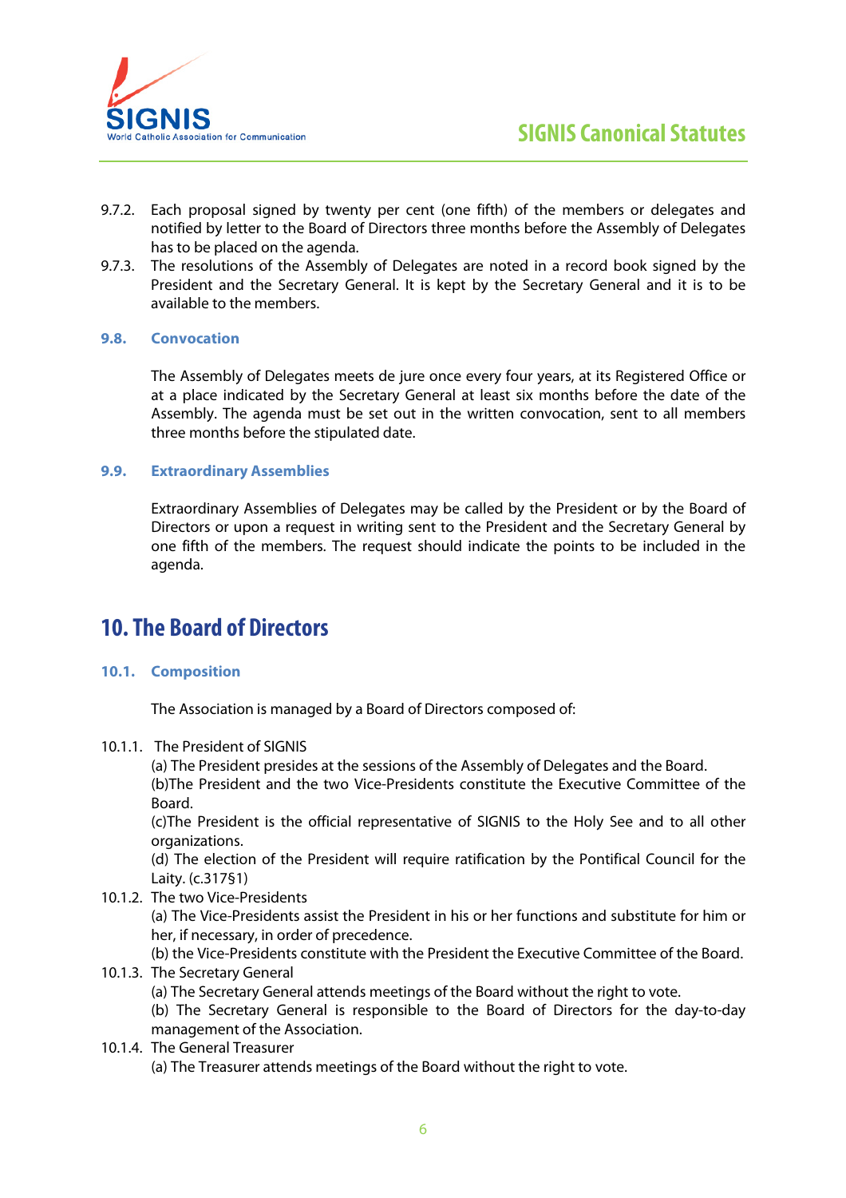9.7.2. Each proposal signed by twenty per cent (one fifth) of the members or delegates and notified by letter to the Board of Directors three months before the Assembly of Delegates has to be placed on the agenda.

9.7.3. The resolutions of the Assembly of Delegates are noted in a record book signed by the President and the Secretary General. It is kept by the Secretary General and it is to be available to the members.

### 9.8. Convocation

The Assembly of Delegates meets de jure once every four years, at its Registered Office or at a place indicated by the Secretary General at least six months before the date of the Assembly. The agenda must be set out in the written convocation, sent to all members three months before the stipulated date.

### 9.9. Extraordinary Assemblies

Extraordinary Assemblies of Delegates may be called by the President or by the Board of Directors or upon a request in writing sent to the President and the Secretary General by one fifth of the members. The request should indicate the points to be included in the agenda.

## 10. The Board of Directors

### 10.1. Composition

The Association is managed by a Board of Directors composed of:

10.1.1. The President of SIGNIS

(a) The President presides at the sessions of the Assembly of Delegates and the Board.

(b)The President and the two Vice-Presidents constitute the Executive Committee of the Board.

(c)The President is the official representative of SIGNIS to the Holy See and to all other organizations.

(d) The election of the President will require ratification by the Pontifical Council for the Laity. (c.317§1)

10.1.2. The two Vice-Presidents

(a) The Vice-Presidents assist the President in his or her functions and substitute for him or her, if necessary, in order of precedence.

(b) the Vice-Presidents constitute with the President the Executive Committee of the Board.

10.1.3. The Secretary General

(a) The Secretary General attends meetings of the Board without the right to vote.

(b) The Secretary General is responsible to the Board of Directors for the day-to-day management of the Association.

10.1.4. The General Treasurer

(a) The Treasurer attends meetings of the Board without the right to vote.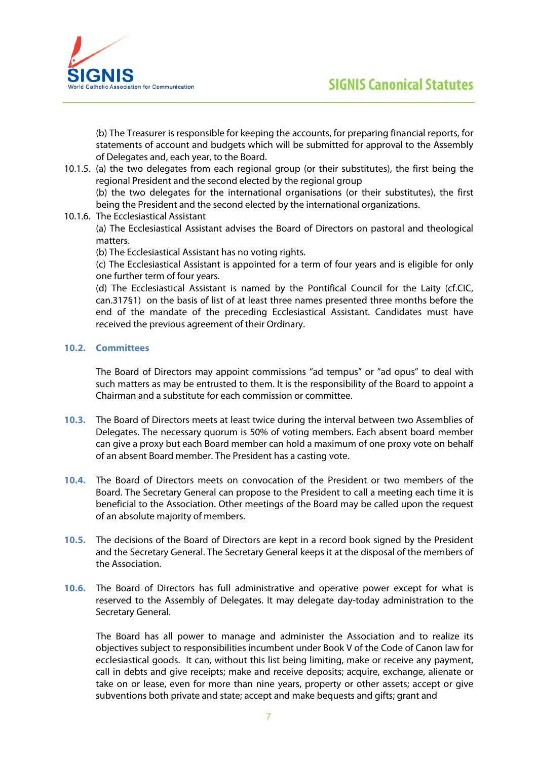(b) The Treasurer is responsible for keeping the accounts, for preparing financial reports, for statements of account and budgets which will be submitted for approval to the Assembly of Delegates and, each year, to the Board.

10.1.5. (a) the two delegates from each regional group (or their substitutes), the first being the regional President and the second elected by the regional group

(b) the two delegates for the international organisations (or their substitutes), the first being the President and the second elected by the international organizations.

10.1.6. The Ecclesiastical Assistant

(a) The Ecclesiastical Assistant advises the Board of Directors on pastoral and theological matters.

(b) The Ecclesiastical Assistant has no voting rights.

(c) The Ecclesiastical Assistant is appointed for a term of four years and is eligible for only one further term of four years.

(d) The Ecclesiastical Assistant is named by the Pontifical Council for the Laity (cf.CIC, can.317§1) on the basis of list of at least three names presented three months before the end of the mandate of the preceding Ecclesiastical Assistant. Candidates must have received the previous agreement of their Ordinary.

### 10.2. Committees

The Board of Directors may appoint commissions "ad tempus" or "ad opus" to deal with such matters as may be entrusted to them. It is the responsibility of the Board to appoint a Chairman and a substitute for each commission or committee.

**10.3.** The Board of Directors meets at least twice during the interval between two Assemblies of Delegates. The necessary quorum is 50% of voting members. Each absent board member can give a proxy but each Board member can hold a maximum of one proxy vote on behalf of an absent Board member. The President has a casting vote.

**10.4.** The Board of Directors meets on convocation of the President or two members of the Board. The Secretary General can propose to the President to call a meeting each time it is beneficial to the Association. Other meetings of the Board may be called upon the request of an absolute majority of members.

**10.5.** The decisions of the Board of Directors are kept in a record book signed by the President and the Secretary General. The Secretary General keeps it at the disposal of the members of the Association.

**10.6.** The Board of Directors has full administrative and operative power except for what is reserved to the Assembly of Delegates. It may delegate day-today administration to the Secretary General.

The Board has all power to manage and administer the Association and to realize its objectives subject to responsibilities incumbent under Book V of the Code of Canon law for ecclesiastical goods. It can, without this list being limiting, make or receive any payment, call in debts and give receipts; make and receive deposits; acquire, exchange, alienate or take on or lease, even for more than nine years, property or other assets; accept or give subventions both private and state; accept and make bequests and gifts; grant and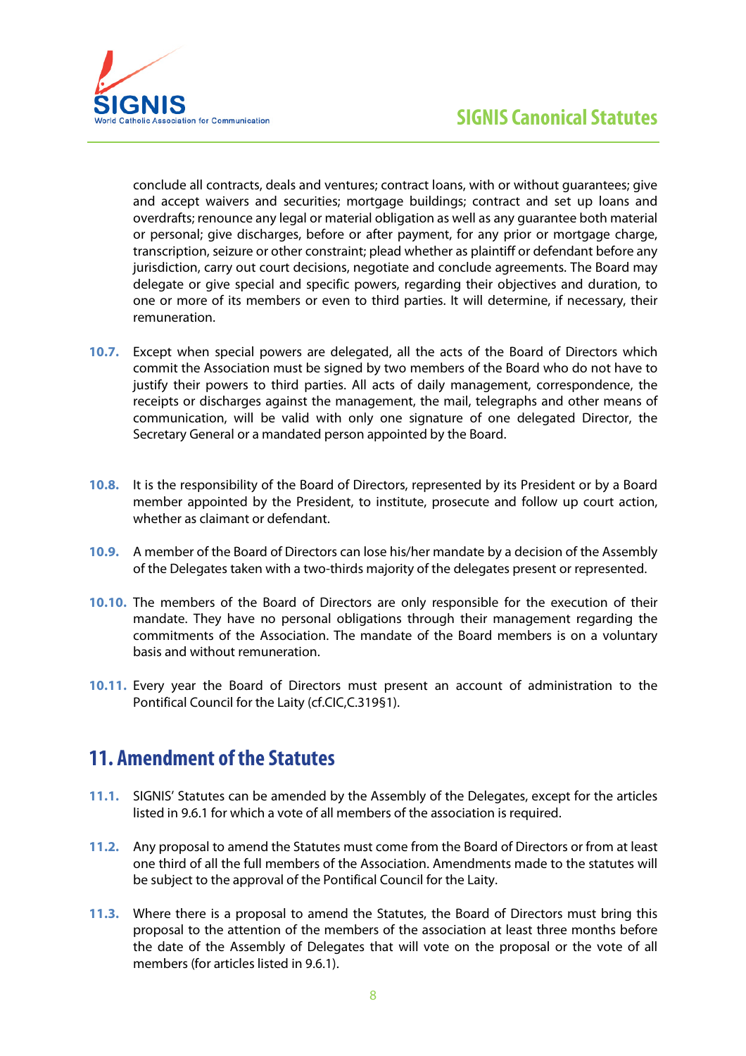conclude all contracts, deals and ventures; contract loans, with or without guarantees; give and accept waivers and securities; mortgage buildings; contract and set up loans and overdrafts; renounce any legal or material obligation as well as any guarantee both material or personal; give discharges, before or after payment, for any prior or mortgage charge, transcription, seizure or other constraint; plead whether as plaintiff or defendant before any jurisdiction, carry out court decisions, negotiate and conclude agreements. The Board may delegate or give special and specific powers, regarding their objectives and duration, to one or more of its members or even to third parties. It will determine, if necessary, their remuneration.

**10.7.** Except when special powers are delegated, all the acts of the Board of Directors which commit the Association must be signed by two members of the Board who do not have to justify their powers to third parties. All acts of daily management, correspondence, the receipts or discharges against the management, the mail, telegraphs and other means of communication, will be valid with only one signature of one delegated Director, the Secretary General or a mandated person appointed by the Board.

**10.8.** It is the responsibility of the Board of Directors, represented by its President or by a Board member appointed by the President, to institute, prosecute and follow up court action, whether as claimant or defendant.

**10.9.** A member of the Board of Directors can lose his/her mandate by a decision of the Assembly of the Delegates taken with a two-thirds majority of the delegates present or represented.

**10.10.** The members of the Board of Directors are only responsible for the execution of their mandate. They have no personal obligations through their management regarding the commitments of the Association. The mandate of the Board members is on a voluntary basis and without remuneration.

**10.11.** Every year the Board of Directors must present an account of administration to the Pontifical Council for the Laity (cf.CIC,C.319§1).

## 11. Amendment of the Statutes

**11.1.** SIGNIS' Statutes can be amended by the Assembly of the Delegates, except for the articles listed in 9.6.1 for which a vote of all members of the association is required.

**11.2.** Any proposal to amend the Statutes must come from the Board of Directors or from at least one third of all the full members of the Association. Amendments made to the statutes will be subject to the approval of the Pontifical Council for the Laity.

**11.3.** Where there is a proposal to amend the Statutes, the Board of Directors must bring this proposal to the attention of the members of the association at least three months before the date of the Assembly of Delegates that will vote on the proposal or the vote of all members (for articles listed in 9.6.1).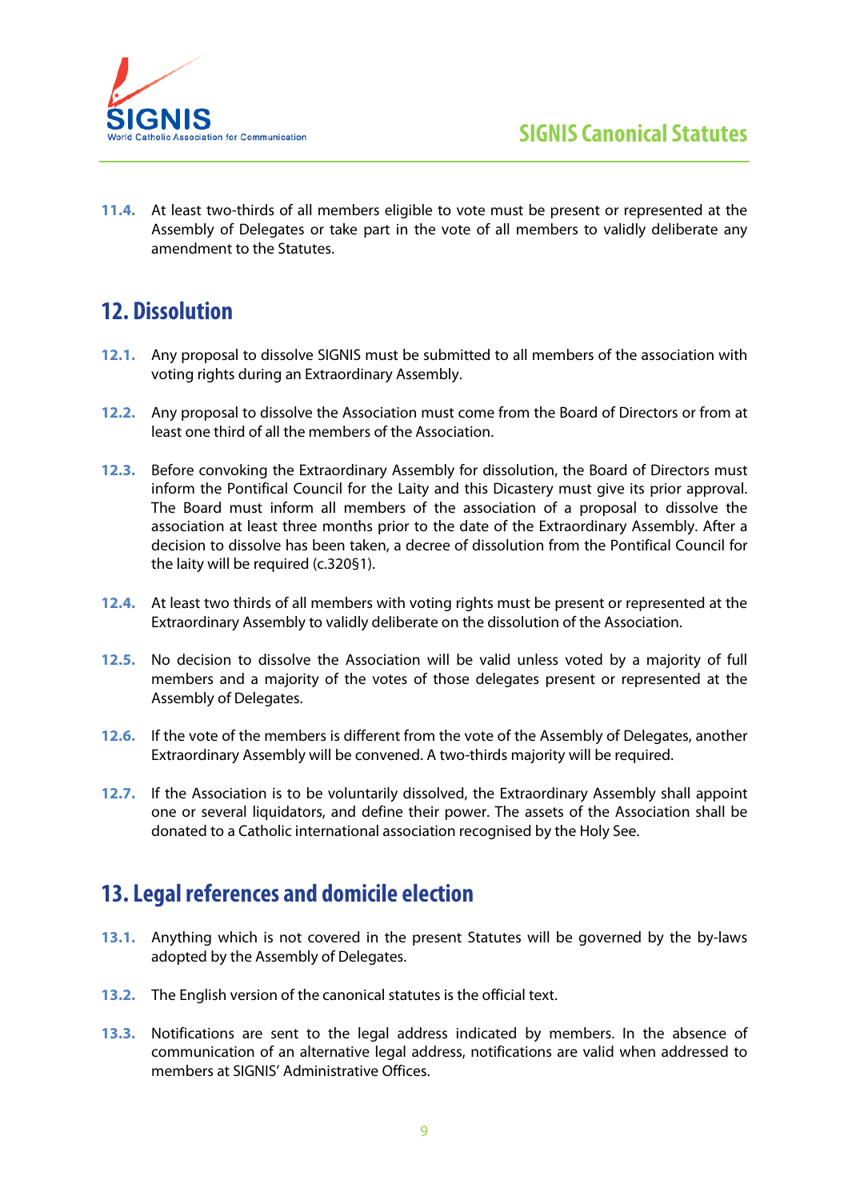**11.4.** At least two-thirds of all members eligible to vote must be present or represented at the Assembly of Delegates or take part in the vote of all members to validly deliberate any amendment to the Statutes.

## 12. Dissolution

**12.1.** Any proposal to dissolve SIGNIS must be submitted to all members of the association with voting rights during an Extraordinary Assembly.

**12.2.** Any proposal to dissolve the Association must come from the Board of Directors or from at least one third of all the members of the Association.

**12.3.** Before convoking the Extraordinary Assembly for dissolution, the Board of Directors must inform the Pontifical Council for the Laity and this Dicastery must give its prior approval. The Board must inform all members of the association of a proposal to dissolve the association at least three months prior to the date of the Extraordinary Assembly. After a decision to dissolve has been taken, a decree of dissolution from the Pontifical Council for the laity will be required (c.320§1).

**12.4.** At least two thirds of all members with voting rights must be present or represented at the Extraordinary Assembly to validly deliberate on the dissolution of the Association.

**12.5.** No decision to dissolve the Association will be valid unless voted by a majority of full members and a majority of the votes of those delegates present or represented at the Assembly of Delegates.

**12.6.** If the vote of the members is different from the vote of the Assembly of Delegates, another Extraordinary Assembly will be convened. A two-thirds majority will be required.

**12.7.** If the Association is to be voluntarily dissolved, the Extraordinary Assembly shall appoint one or several liquidators, and define their power. The assets of the Association shall be donated to a Catholic international association recognised by the Holy See.

## 13. Legal references and domicile election

**13.1.** Anything which is not covered in the present Statutes will be governed by the by-laws adopted by the Assembly of Delegates.

**13.2.** The English version of the canonical statutes is the official text.

**13.3.** Notifications are sent to the legal address indicated by members. In the absence of communication of an alternative legal address, notifications are valid when addressed to members at SIGNIS' Administrative Offices.